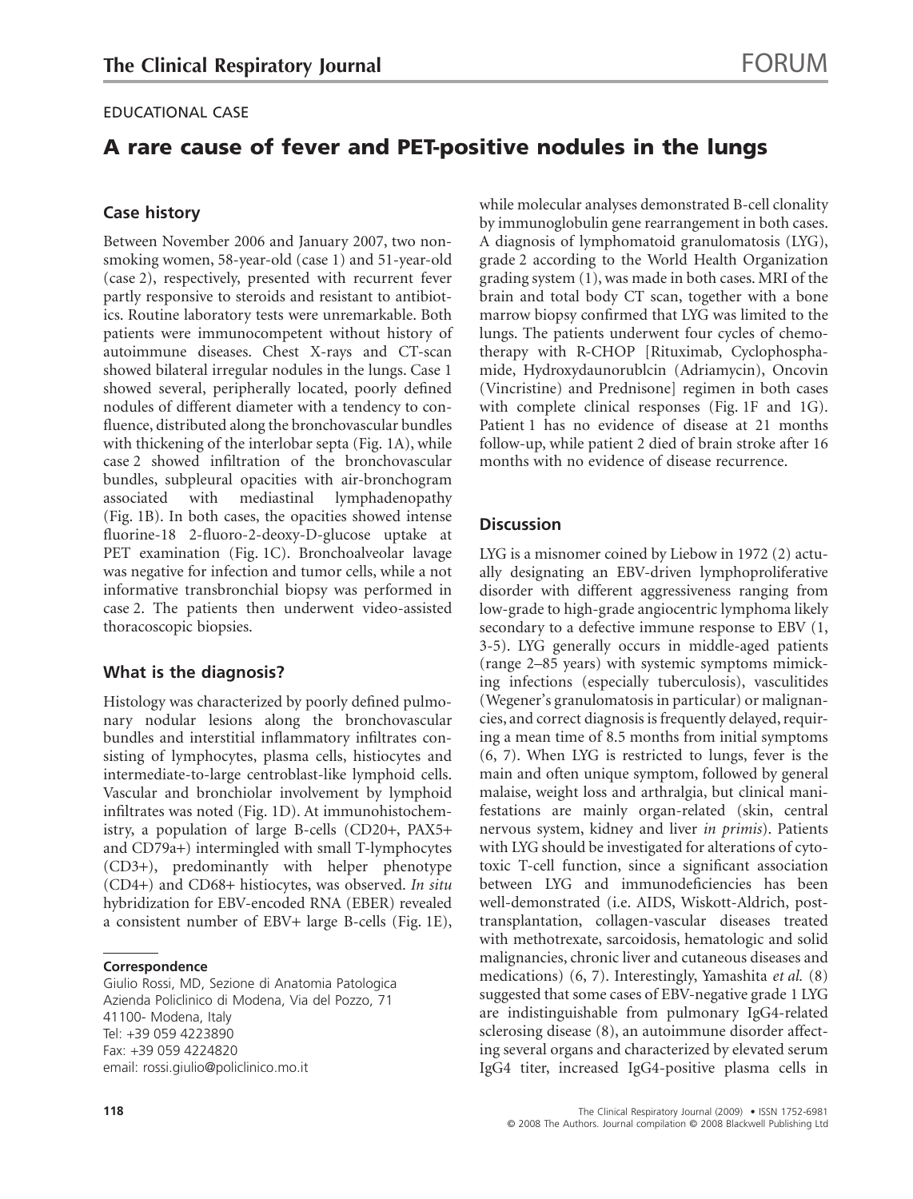EDUCATIONAL CASE

# A rare cause of fever and PET-positive nodules in the lungs

## Case history

Between November 2006 and January 2007, two non-smoking women, 58-year-old (case 1) and 51-year-old (case 2), respectively, presented with recurrent fever partly responsive to steroids and resistant to antibiotics. Routine laboratory tests were unremarkable. Both patients were immunocompetent without history of autoimmune diseases. Chest X-rays and CT-scan showed bilateral irregular nodules in the lungs. Case 1 showed several, peripherally located, poorly defined nodules of different diameter with a tendency to confluence, distributed along the bronchovascular bundles with thickening of the interlobar septa (Fig. 1A), while case 2 showed infiltration of the bronchovascular bundles, subpleural opacities with air-bronchogram associated with mediastinal lymphadenopathy (Fig. 1B). In both cases, the opacities showed intense fluorine-18 2-fluoro-2-deoxy-D-glucose uptake at PET examination (Fig. 1C). Bronchoalveolar lavage was negative for infection and tumor cells, while a not informative transbronchial biopsy was performed in case 2. The patients then underwent video-assisted thoracoscopic biopsies.

## What is the diagnosis?

Histology was characterized by poorly defined pulmonary nodular lesions along the bronchovascular bundles and interstitial inflammatory infiltrates consisting of lymphocytes, plasma cells, histiocytes and intermediate-to-large centroblast-like lymphoid cells. Vascular and bronchiolar involvement by lymphoid infiltrates was noted (Fig. 1D). At immunohistochemistry, a population of large B-cells (CD20+, PAX5+ and CD79a+) intermingled with small T-lymphocytes (CD3+), predominantly with helper phenotype (CD4+) and CD68+ histiocytes, was observed. *In situ* hybridization for EBV-encoded RNA (EBER) revealed a consistent number of EBV+ large B-cells (Fig. 1E), while molecular analyses demonstrated B-cell clonality by immunoglobulin gene rearrangement in both cases. A diagnosis of lymphomatoid granulomatosis (LYG), grade 2 according to the World Health Organization grading system (1), was made in both cases. MRI of the brain and total body CT scan, together with a bone marrow biopsy confirmed that LYG was limited to the lungs. The patients underwent four cycles of chemotherapy with R-CHOP [Rituximab, Cyclophosphamide, Hydroxydaunorublcin (Adriamycin), Oncovin (Vincristine) and Prednisone] regimen in both cases with complete clinical responses (Fig. 1F and 1G). Patient 1 has no evidence of disease at 21 months follow-up, while patient 2 died of brain stroke after 16 months with no evidence of disease recurrence.

## Discussion

LYG is a misnomer coined by Liebow in 1972 (2) actually designating an EBV-driven lymphoproliferative disorder with different aggressiveness ranging from low-grade to high-grade angiocentric lymphoma likely secondary to a defective immune response to EBV (1, 3-5). LYG generally occurs in middle-aged patients (range 2–85 years) with systemic symptoms mimicking infections (especially tuberculosis), vasculitides (Wegener's granulomatosis in particular) or malignancies, and correct diagnosis is frequently delayed, requiring a mean time of 8.5 months from initial symptoms (6, 7). When LYG is restricted to lungs, fever is the main and often unique symptom, followed by general malaise, weight loss and arthralgia, but clinical manifestations are mainly organ-related (skin, central nervous system, kidney and liver *in primis*). Patients with LYG should be investigated for alterations of cytotoxic T-cell function, since a significant association between LYG and immunodeficiencies has been well-demonstrated (i.e. AIDS, Wiskott-Aldrich, post-transplantation, collagen-vascular diseases treated with methotrexate, sarcoidosis, hematologic and solid malignancies, chronic liver and cutaneous diseases and medications) (6, 7). Interestingly, Yamashita *et al.* (8) suggested that some cases of EBV-negative grade 1 LYG are indistinguishable from pulmonary IgG4-related sclerosing disease (8), an autoimmune disorder affecting several organs and characterized by elevated serum IgG4 titer, increased IgG4-positive plasma cells in

---

**Correspondence**
Giulio Rossi, MD, Sezione di Anatomia Patologica
Azienda Policlinico di Modena, Via del Pozzo, 71
41100- Modena, Italy
Tel: +39 059 4223890
Fax: +39 059 4224820
email: rossi.giulio@policlinico.mo.it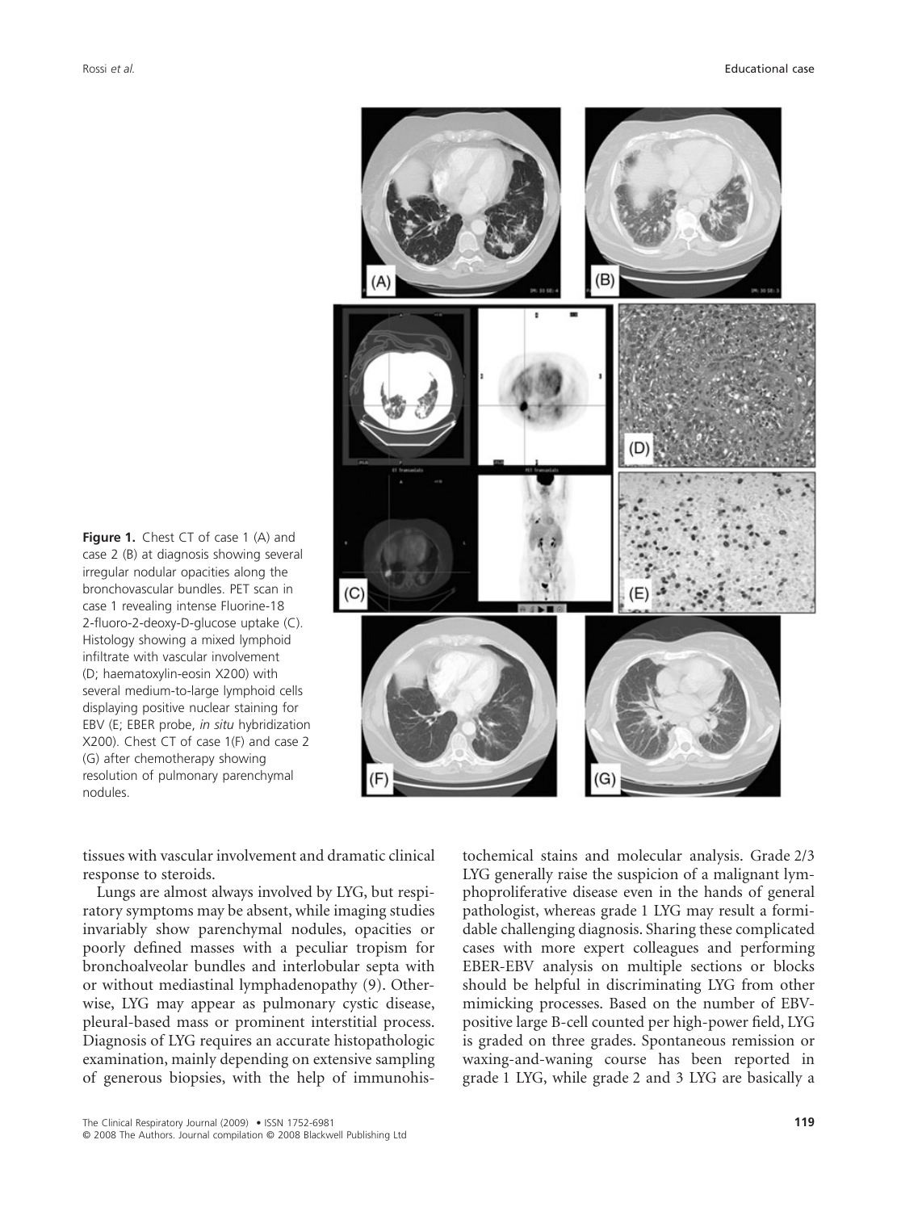**Figure 1.** Chest CT of case 1 (A) and case 2 (B) at diagnosis showing several irregular nodular opacities along the bronchovascular bundles. PET scan in case 1 revealing intense Fluorine-18 2-fluoro-2-deoxy-D-glucose uptake (C). Histology showing a mixed lymphoid infiltrate with vascular involvement (D; haematoxylin-eosin X200) with several medium-to-large lymphoid cells displaying positive nuclear staining for EBV (E; EBER probe, *in situ* hybridization X200). Chest CT of case 1(F) and case 2 (G) after chemotherapy showing resolution of pulmonary parenchymal nodules.

tissues with vascular involvement and dramatic clinical response to steroids.

Lungs are almost always involved by LYG, but respiratory symptoms may be absent, while imaging studies invariably show parenchymal nodules, opacities or poorly defined masses with a peculiar tropism for bronchoalveolar bundles and interlobular septa with or without mediastinal lymphadenopathy (9). Otherwise, LYG may appear as pulmonary cystic disease, pleural-based mass or prominent interstitial process. Diagnosis of LYG requires an accurate histopathologic examination, mainly depending on extensive sampling of generous biopsies, with the help of immunohistochemical stains and molecular analysis. Grade 2/3 LYG generally raise the suspicion of a malignant lymphoproliferative disease even in the hands of general pathologist, whereas grade 1 LYG may result a formidable challenging diagnosis. Sharing these complicated cases with more expert colleagues and performing EBER-EBV analysis on multiple sections or blocks should be helpful in discriminating LYG from other mimicking processes. Based on the number of EBV-positive large B-cell counted per high-power field, LYG is graded on three grades. Spontaneous remission or waxing-and-waning course has been reported in grade 1 LYG, while grade 2 and 3 LYG are basically a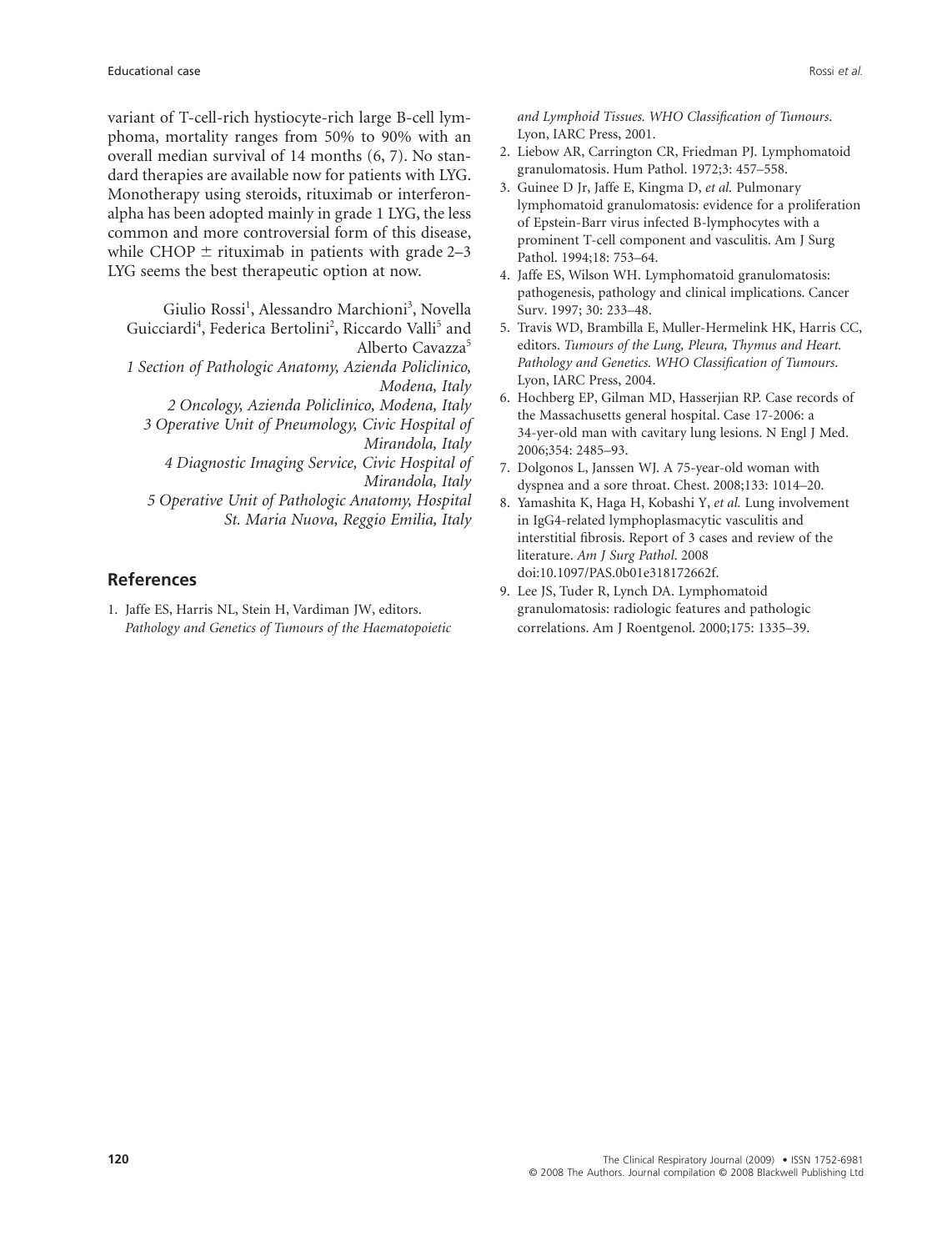variant of T-cell-rich hystiocyte-rich large B-cell lymphoma, mortality ranges from 50% to 90% with an overall median survival of 14 months (6, 7). No standard therapies are available now for patients with LYG. Monotherapy using steroids, rituximab or interferon-alpha has been adopted mainly in grade 1 LYG, the less common and more controversial form of this disease, while CHOP ± rituximab in patients with grade 2–3 LYG seems the best therapeutic option at now.

Giulio Rossi[1], Alessandro Marchioni[3], Novella Guicciardi[4], Federica Bertolini[2], Riccardo Valli[5] and Alberto Cavazza[5]

*1 Section of Pathologic Anatomy, Azienda Policlinico, Modena, Italy*

*2 Oncology, Azienda Policlinico, Modena, Italy*

*3 Operative Unit of Pneumology, Civic Hospital of Mirandola, Italy*

*4 Diagnostic Imaging Service, Civic Hospital of Mirandola, Italy*

*5 Operative Unit of Pathologic Anatomy, Hospital St. Maria Nuova, Reggio Emilia, Italy*

## References

1. Jaffe ES, Harris NL, Stein H, Vardiman JW, editors. *Pathology and Genetics of Tumours of the Haematopoietic and Lymphoid Tissues. WHO Classification of Tumours*. Lyon, IARC Press, 2001.
2. Liebow AR, Carrington CR, Friedman PJ. Lymphomatoid granulomatosis. Hum Pathol. 1972;3: 457–558.
3. Guinee D Jr, Jaffe E, Kingma D, *et al.* Pulmonary lymphomatoid granulomatosis: evidence for a proliferation of Epstein-Barr virus infected B-lymphocytes with a prominent T-cell component and vasculitis. Am J Surg Pathol. 1994;18: 753–64.
4. Jaffe ES, Wilson WH. Lymphomatoid granulomatosis: pathogenesis, pathology and clinical implications. Cancer Surv. 1997; 30: 233–48.
5. Travis WD, Brambilla E, Muller-Hermelink HK, Harris CC, editors. *Tumours of the Lung, Pleura, Thymus and Heart. Pathology and Genetics. WHO Classification of Tumours*. Lyon, IARC Press, 2004.
6. Hochberg EP, Gilman MD, Hasserjian RP. Case records of the Massachusetts general hospital. Case 17-2006: a 34-yer-old man with cavitary lung lesions. N Engl J Med. 2006;354: 2485–93.
7. Dolgonos L, Janssen WJ. A 75-year-old woman with dyspnea and a sore throat. Chest. 2008;133: 1014–20.
8. Yamashita K, Haga H, Kobashi Y, *et al.* Lung involvement in IgG4-related lymphoplasmacytic vasculitis and interstitial fibrosis. Report of 3 cases and review of the literature. *Am J Surg Pathol*. 2008 doi:10.1097/PAS.0b01e318172662f.
9. Lee JS, Tuder R, Lynch DA. Lymphomatoid granulomatosis: radiologic features and pathologic correlations. Am J Roentgenol. 2000;175: 1335–39.